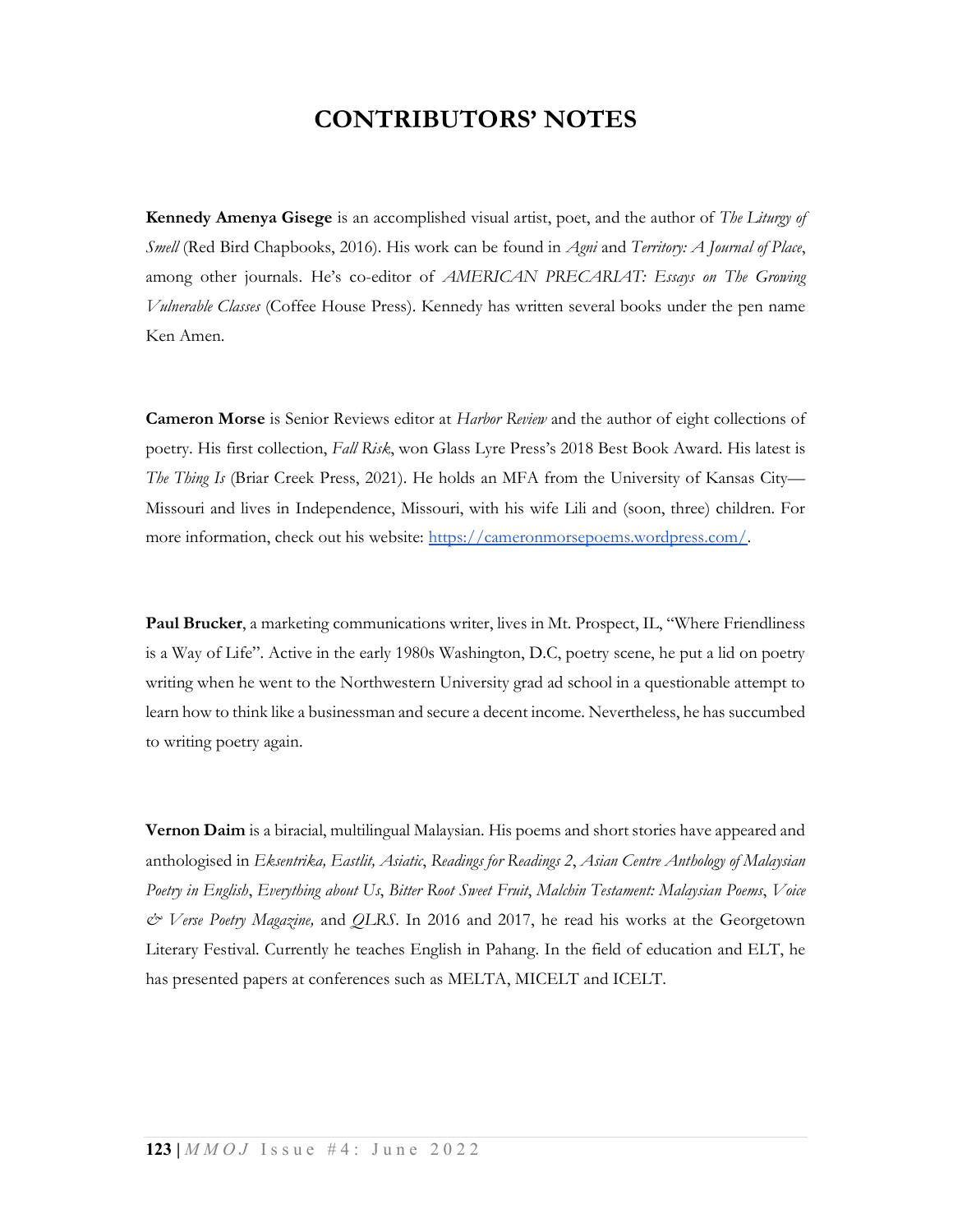# CONTRIBUTORS' NOTES

**Kennedy Amenya Gisege** is an accomplished visual artist, poet, and the author of *The Liturgy of Smell* (Red Bird Chapbooks, 2016). His work can be found in *Agni* and *Territory: A Journal of Place*, among other journals. He's co-editor of *AMERICAN PRECARIAT: Essays on The Growing Vulnerable Classes* (Coffee House Press). Kennedy has written several books under the pen name Ken Amen.

**Cameron Morse** is Senior Reviews editor at *Harbor Review* and the author of eight collections of poetry. His first collection, *Fall Risk*, won Glass Lyre Press's 2018 Best Book Award. His latest is *The Thing Is* (Briar Creek Press, 2021). He holds an MFA from the University of Kansas City—Missouri and lives in Independence, Missouri, with his wife Lili and (soon, three) children. For more information, check out his website: [https://cameronmorsepoems.wordpress.com/](https://cameronmorsepoems.wordpress.com/).

**Paul Brucker**, a marketing communications writer, lives in Mt. Prospect, IL, "Where Friendliness is a Way of Life". Active in the early 1980s Washington, D.C, poetry scene, he put a lid on poetry writing when he went to the Northwestern University grad ad school in a questionable attempt to learn how to think like a businessman and secure a decent income. Nevertheless, he has succumbed to writing poetry again.

**Vernon Daim** is a biracial, multilingual Malaysian. His poems and short stories have appeared and anthologised in *Eksentrika, Eastlit, Asiatic*, *Readings for Readings 2*, *Asian Centre Anthology of Malaysian Poetry in English*, *Everything about Us*, *Bitter Root Sweet Fruit*, *Malchin Testament: Malaysian Poems*, *Voice & Verse Poetry Magazine,* and *QLRS*. In 2016 and 2017, he read his works at the Georgetown Literary Festival. Currently he teaches English in Pahang. In the field of education and ELT, he has presented papers at conferences such as MELTA, MICELT and ICELT.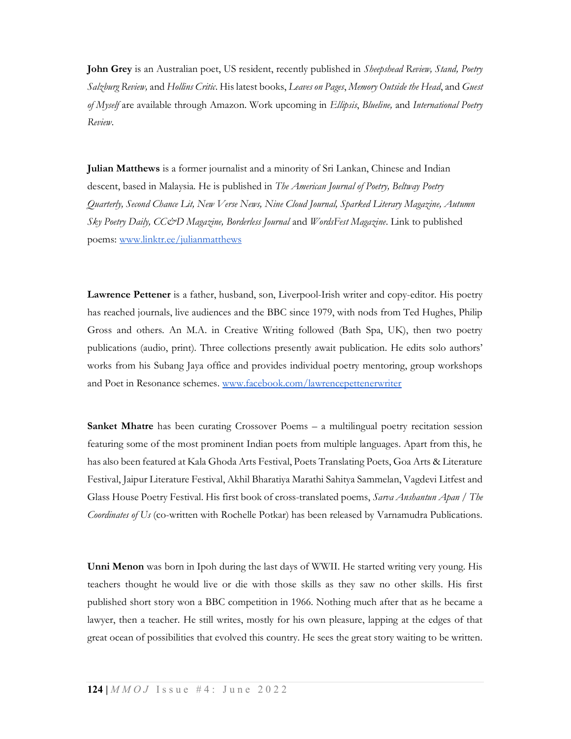**John Grey** is an Australian poet, US resident, recently published in *Sheepshead Review, Stand, Poetry Salzburg Review,* and *Hollins Critic*. His latest books, *Leaves on Pages*, *Memory Outside the Head*, and *Guest of Myself* are available through Amazon. Work upcoming in *Ellipsis*, *Blueline,* and *International Poetry Review*.

**Julian Matthews** is a former journalist and a minority of Sri Lankan, Chinese and Indian descent, based in Malaysia. He is published in *The American Journal of Poetry, Beltway Poetry Quarterly, Second Chance Lit, New Verse News, Nine Cloud Journal, Sparked Literary Magazine, Autumn Sky Poetry Daily, CC&D Magazine, Borderless Journal* and *WordsFest Magazine*. Link to published poems: [www.linktr.ee/julianmatthews](www.linktr.ee/julianmatthews)

**Lawrence Pettener** is a father, husband, son, Liverpool-Irish writer and copy-editor. His poetry has reached journals, live audiences and the BBC since 1979, with nods from Ted Hughes, Philip Gross and others. An M.A. in Creative Writing followed (Bath Spa, UK), then two poetry publications (audio, print). Three collections presently await publication. He edits solo authors' works from his Subang Jaya office and provides individual poetry mentoring, group workshops and Poet in Resonance schemes. [www.facebook.com/lawrencepettenerwriter](www.facebook.com/lawrencepettenerwriter)

**Sanket Mhatre** has been curating Crossover Poems – a multilingual poetry recitation session featuring some of the most prominent Indian poets from multiple languages. Apart from this, he has also been featured at Kala Ghoda Arts Festival, Poets Translating Poets, Goa Arts & Literature Festival, Jaipur Literature Festival, Akhil Bharatiya Marathi Sahitya Sammelan, Vagdevi Litfest and Glass House Poetry Festival. His first book of cross-translated poems, *Sarva Anshantun Apan / The Coordinates of Us* (co-written with Rochelle Potkar) has been released by Varnamudra Publications.

**Unni Menon** was born in Ipoh during the last days of WWII. He started writing very young. His teachers thought he would live or die with those skills as they saw no other skills. His first published short story won a BBC competition in 1966. Nothing much after that as he became a lawyer, then a teacher. He still writes, mostly for his own pleasure, lapping at the edges of that great ocean of possibilities that evolved this country. He sees the great story waiting to be written.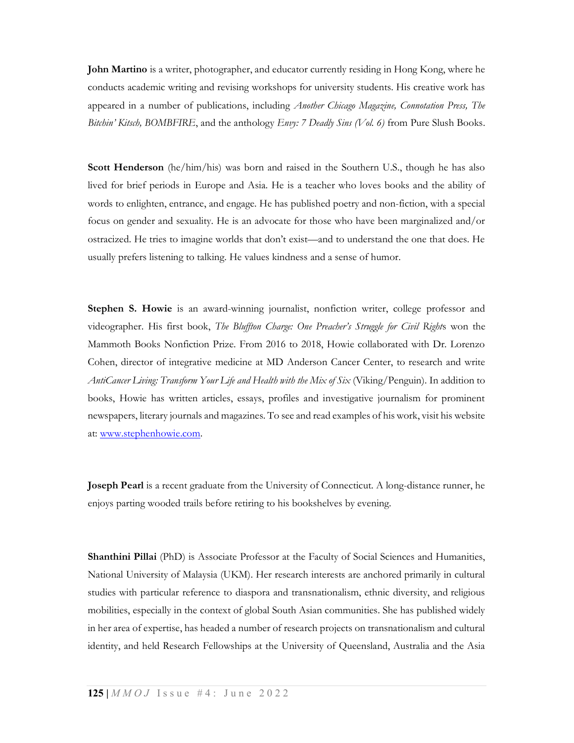**John Martino** is a writer, photographer, and educator currently residing in Hong Kong, where he conducts academic writing and revising workshops for university students. His creative work has appeared in a number of publications, including *Another Chicago Magazine, Connotation Press, The Bitchin' Kitsch, BOMBFIRE*, and the anthology *Envy: 7 Deadly Sins (Vol. 6)* from Pure Slush Books.

**Scott Henderson** (he/him/his) was born and raised in the Southern U.S., though he has also lived for brief periods in Europe and Asia. He is a teacher who loves books and the ability of words to enlighten, entrance, and engage. He has published poetry and non-fiction, with a special focus on gender and sexuality. He is an advocate for those who have been marginalized and/or ostracized. He tries to imagine worlds that don't exist—and to understand the one that does. He usually prefers listening to talking. He values kindness and a sense of humor.

**Stephen S. Howie** is an award-winning journalist, nonfiction writer, college professor and videographer. His first book, *The Bluffton Charge: One Preacher's Struggle for Civil Right*s won the Mammoth Books Nonfiction Prize. From 2016 to 2018, Howie collaborated with Dr. Lorenzo Cohen, director of integrative medicine at MD Anderson Cancer Center, to research and write *AntiCancer Living: Transform Your Life and Health with the Mix of Six* (Viking/Penguin). In addition to books, Howie has written articles, essays, profiles and investigative journalism for prominent newspapers, literary journals and magazines. To see and read examples of his work, visit his website at: [www.stephenhowie.com](www.stephenhowie.com).

**Joseph Pearl** is a recent graduate from the University of Connecticut. A long-distance runner, he enjoys parting wooded trails before retiring to his bookshelves by evening.

**Shanthini Pillai** (PhD) is Associate Professor at the Faculty of Social Sciences and Humanities, National University of Malaysia (UKM). Her research interests are anchored primarily in cultural studies with particular reference to diaspora and transnationalism, ethnic diversity, and religious mobilities, especially in the context of global South Asian communities. She has published widely in her area of expertise, has headed a number of research projects on transnationalism and cultural identity, and held Research Fellowships at the University of Queensland, Australia and the Asia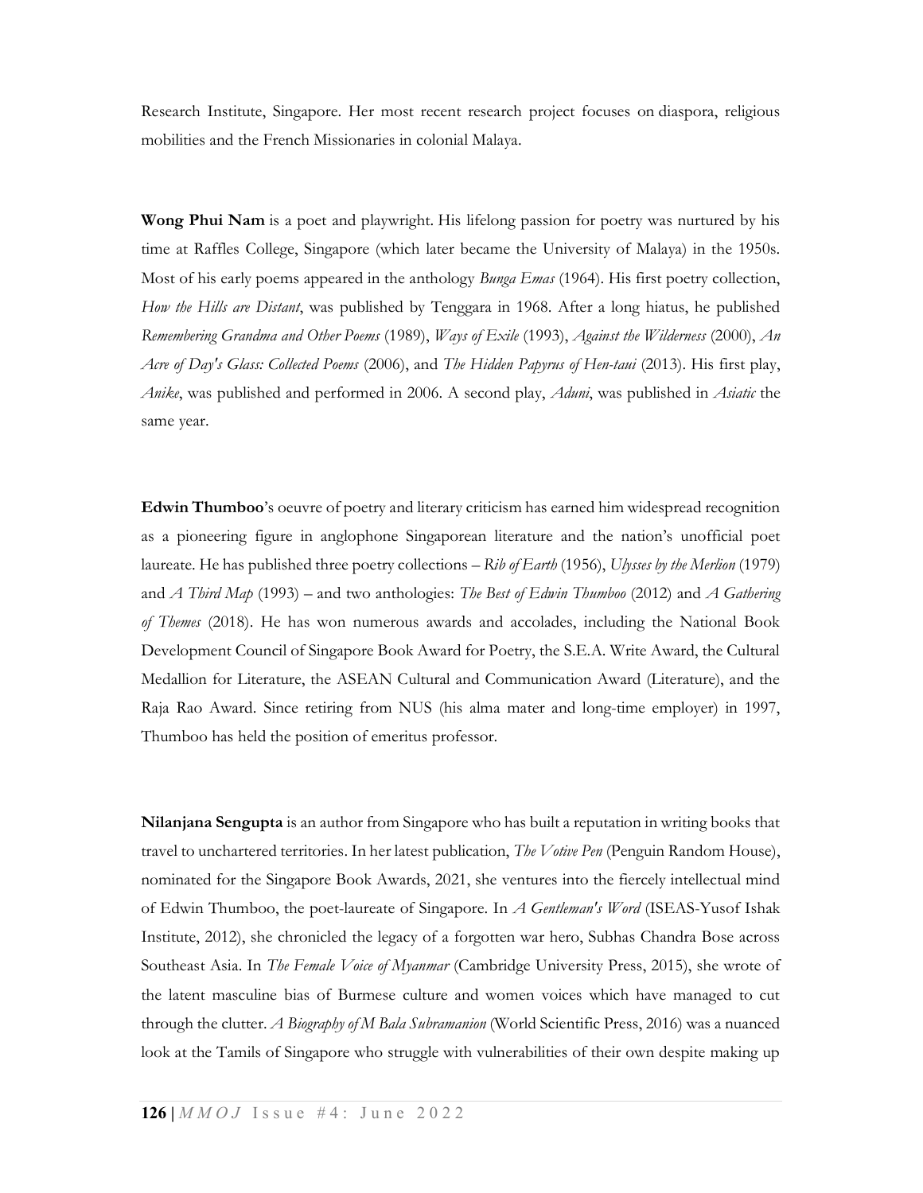Research Institute, Singapore. Her most recent research project focuses on diaspora, religious mobilities and the French Missionaries in colonial Malaya.

**Wong Phui Nam** is a poet and playwright. His lifelong passion for poetry was nurtured by his time at Raffles College, Singapore (which later became the University of Malaya) in the 1950s. Most of his early poems appeared in the anthology *Bunga Emas* (1964). His first poetry collection, *How the Hills are Distant*, was published by Tenggara in 1968. After a long hiatus, he published *Remembering Grandma and Other Poems* (1989), *Ways of Exile* (1993), *Against the Wilderness* (2000), *An Acre of Day's Glass: Collected Poems* (2006), and *The Hidden Papyrus of Hen-taui* (2013). His first play, *Anike*, was published and performed in 2006. A second play, *Aduni*, was published in *Asiatic* the same year.

**Edwin Thumboo**'s oeuvre of poetry and literary criticism has earned him widespread recognition as a pioneering figure in anglophone Singaporean literature and the nation's unofficial poet laureate. He has published three poetry collections – *Rib of Earth* (1956), *Ulysses by the Merlion* (1979) and *A Third Map* (1993) – and two anthologies: *The Best of Edwin Thumboo* (2012) and *A Gathering of Themes* (2018). He has won numerous awards and accolades, including the National Book Development Council of Singapore Book Award for Poetry, the S.E.A. Write Award, the Cultural Medallion for Literature, the ASEAN Cultural and Communication Award (Literature), and the Raja Rao Award. Since retiring from NUS (his alma mater and long-time employer) in 1997, Thumboo has held the position of emeritus professor.

**Nilanjana Sengupta** is an author from Singapore who has built a reputation in writing books that travel to unchartered territories. In her latest publication, *The Votive Pen* (Penguin Random House), nominated for the Singapore Book Awards, 2021, she ventures into the fiercely intellectual mind of Edwin Thumboo, the poet-laureate of Singapore. In *A Gentleman's Word* (ISEAS-Yusof Ishak Institute, 2012), she chronicled the legacy of a forgotten war hero, Subhas Chandra Bose across Southeast Asia. In *The Female Voice of Myanmar* (Cambridge University Press, 2015), she wrote of the latent masculine bias of Burmese culture and women voices which have managed to cut through the clutter. *A Biography of M Bala Subramanion* (World Scientific Press, 2016) was a nuanced look at the Tamils of Singapore who struggle with vulnerabilities of their own despite making up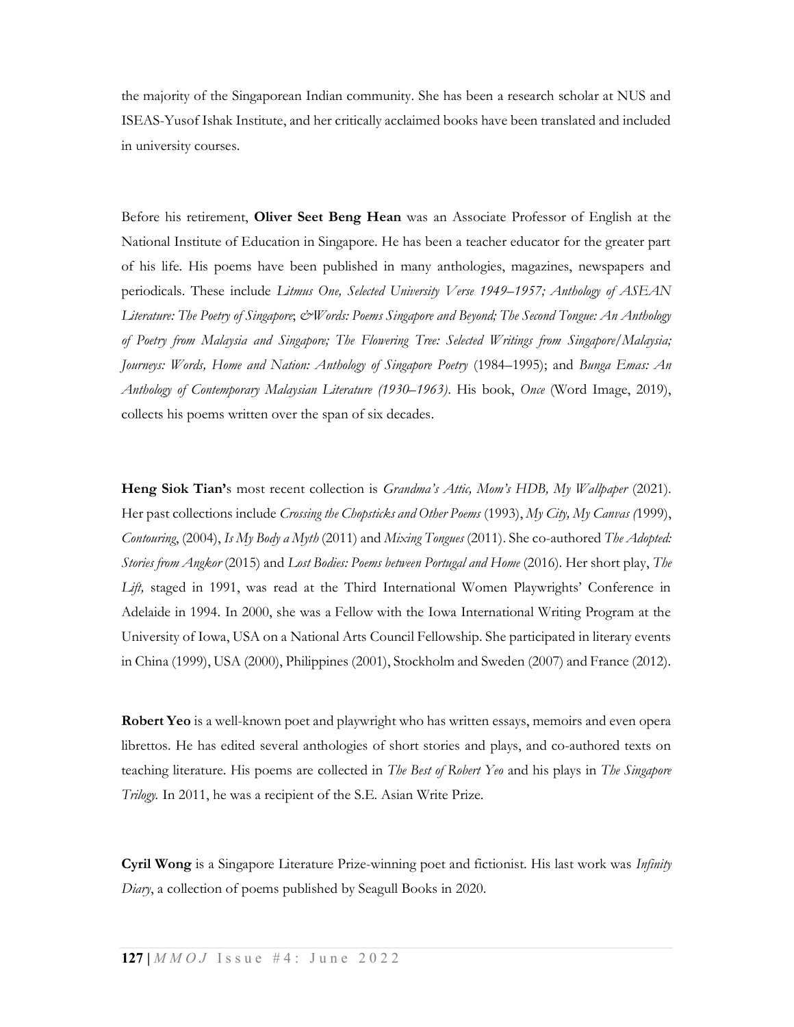the majority of the Singaporean Indian community. She has been a research scholar at NUS and ISEAS-Yusof Ishak Institute, and her critically acclaimed books have been translated and included in university courses.

Before his retirement, **Oliver Seet Beng Hean** was an Associate Professor of English at the National Institute of Education in Singapore. He has been a teacher educator for the greater part of his life. His poems have been published in many anthologies, magazines, newspapers and periodicals. These include *Litmus One, Selected University Verse 1949–1957; Anthology of ASEAN Literature: The Poetry of Singapore*; *&Words: Poems Singapore and Beyond; The Second Tongue: An Anthology of Poetry from Malaysia and Singapore; The Flowering Tree: Selected Writings from Singapore/Malaysia; Journeys: Words, Home and Nation: Anthology of Singapore Poetry* (1984–1995); and *Bunga Emas: An Anthology of Contemporary Malaysian Literature (1930–1963)*. His book, *Once* (Word Image, 2019), collects his poems written over the span of six decades.

**Heng Siok Tian'**s most recent collection is *Grandma's Attic, Mom's HDB, My Wallpaper* (2021). Her past collections include *Crossing the Chopsticks and Other Poems* (1993), *My City, My Canvas (*1999), *Contouring*, (2004), *Is My Body a Myth* (2011) and *Mixing Tongues* (2011). She co-authored *The Adopted: Stories from Angkor* (2015) and *Lost Bodies: Poems between Portugal and Home* (2016). Her short play, *The Lift,* staged in 1991, was read at the Third International Women Playwrights' Conference in Adelaide in 1994. In 2000, she was a Fellow with the Iowa International Writing Program at the University of Iowa, USA on a National Arts Council Fellowship. She participated in literary events in China (1999), USA (2000), Philippines (2001), Stockholm and Sweden (2007) and France (2012).

**Robert Yeo** is a well-known poet and playwright who has written essays, memoirs and even opera librettos. He has edited several anthologies of short stories and plays, and co-authored texts on teaching literature. His poems are collected in *The Best of Robert Yeo* and his plays in *The Singapore Trilogy.* In 2011, he was a recipient of the S.E. Asian Write Prize.

**Cyril Wong** is a Singapore Literature Prize-winning poet and fictionist. His last work was *Infinity Diary*, a collection of poems published by Seagull Books in 2020.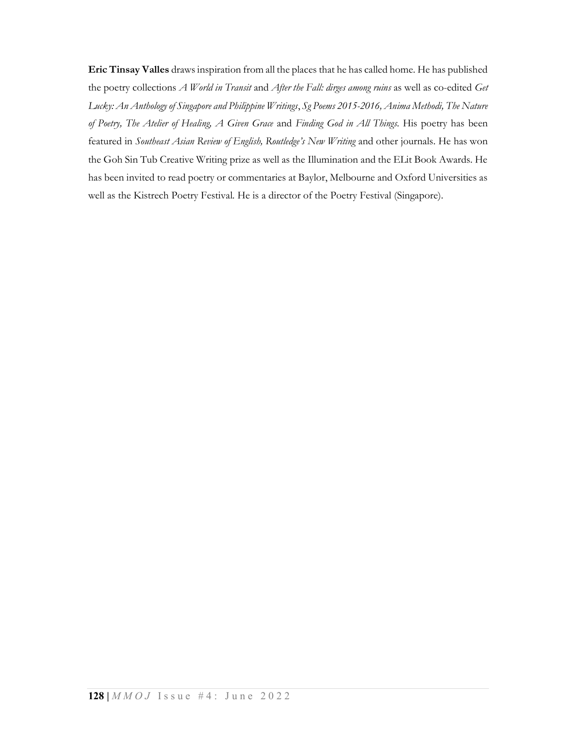**Eric Tinsay Valles** draws inspiration from all the places that he has called home. He has published the poetry collections *A World in Transit* and *After the Fall: dirges among ruins* as well as co-edited *Get Lucky: An Anthology of Singapore and Philippine Writings*, *Sg Poems 2015-2016, Anima Methodi, The Nature of Poetry, The Atelier of Healing, A Given Grace* and *Finding God in All Things*. His poetry has been featured in *Southeast Asian Review of English, Routledge's New Writing* and other journals. He has won the Goh Sin Tub Creative Writing prize as well as the Illumination and the ELit Book Awards. He has been invited to read poetry or commentaries at Baylor, Melbourne and Oxford Universities as well as the Kistrech Poetry Festival. He is a director of the Poetry Festival (Singapore).